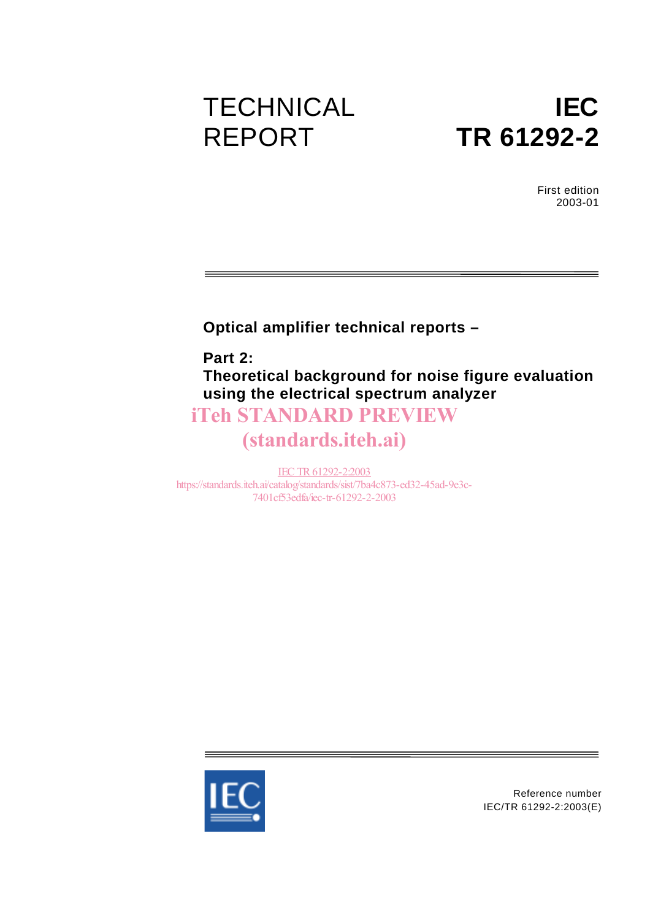# TECHNICAL REPORT

# IEC TR 61292-2

First edition
2003-01

**Optical amplifier technical reports –**

**Part 2:**
**Theoretical background for noise figure evaluation using the electrical spectrum analyzer**

iTeh STANDARD PREVIEW
(standards.iteh.ai)

IEC TR 61292-2:2003
https://standards.iteh.ai/catalog/standards/sist/7ba4c873-ed32-45ad-9e3c-7401cf53edfa/iec-tr-61292-2-2003

Reference number
IEC/TR 61292-2:2003(E)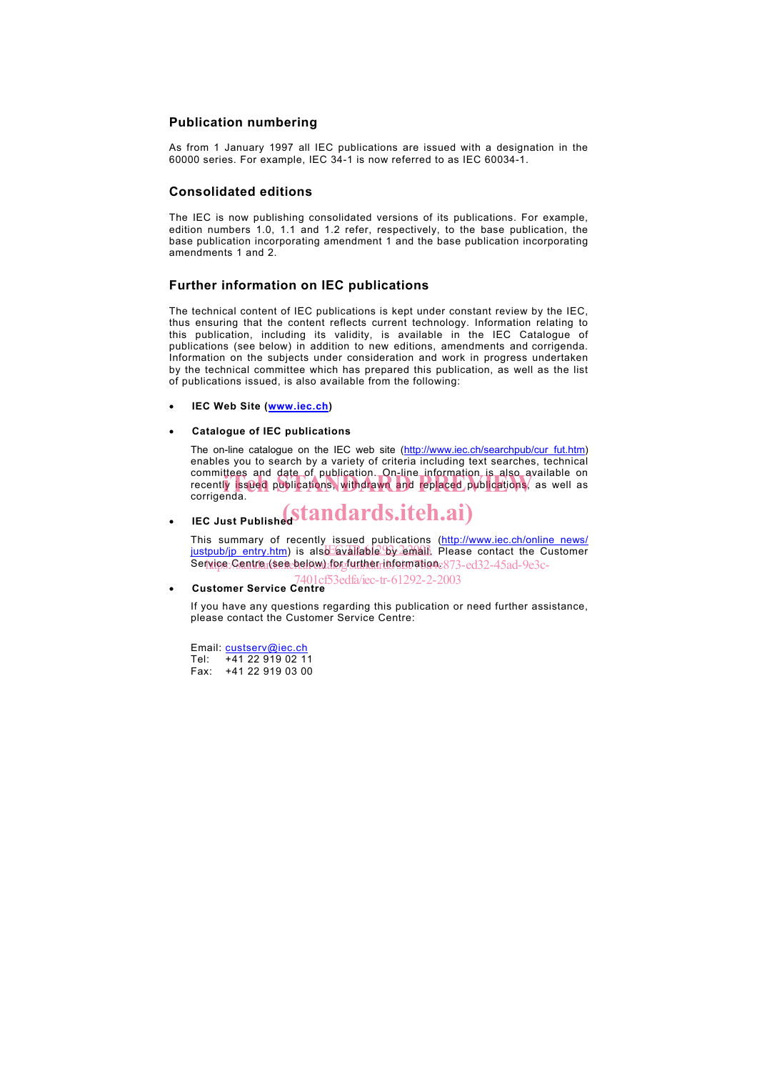## Publication numbering

As from 1 January 1997 all IEC publications are issued with a designation in the 60000 series. For example, IEC 34-1 is now referred to as IEC 60034-1.

## Consolidated editions

The IEC is now publishing consolidated versions of its publications. For example, edition numbers 1.0, 1.1 and 1.2 refer, respectively, to the base publication, the base publication incorporating amendment 1 and the base publication incorporating amendments 1 and 2.

## Further information on IEC publications

The technical content of IEC publications is kept under constant review by the IEC, thus ensuring that the content reflects current technology. Information relating to this publication, including its validity, is available in the IEC Catalogue of publications (see below) in addition to new editions, amendments and corrigenda. Information on the subjects under consideration and work in progress undertaken by the technical committee which has prepared this publication, as well as the list of publications issued, is also available from the following:

- **IEC Web Site (www.iec.ch)**

- **Catalogue of IEC publications**

  The on-line catalogue on the IEC web site (http://www.iec.ch/searchpub/cur_fut.htm) enables you to search by a variety of criteria including text searches, technical committees and date of publication. On-line information is also available on recently issued publications, withdrawn and replaced publications, as well as corrigenda.

- **IEC Just Published**

  This summary of recently issued publications (http://www.iec.ch/online_news/justpub/jp_entry.htm) is also available by email. Please contact the Customer Service Centre (see below) for further information.

- **Customer Service Centre**

  If you have any questions regarding this publication or need further assistance, please contact the Customer Service Centre:

  Email: custserv@iec.ch
  Tel: +41 22 919 02 11
  Fax: +41 22 919 03 00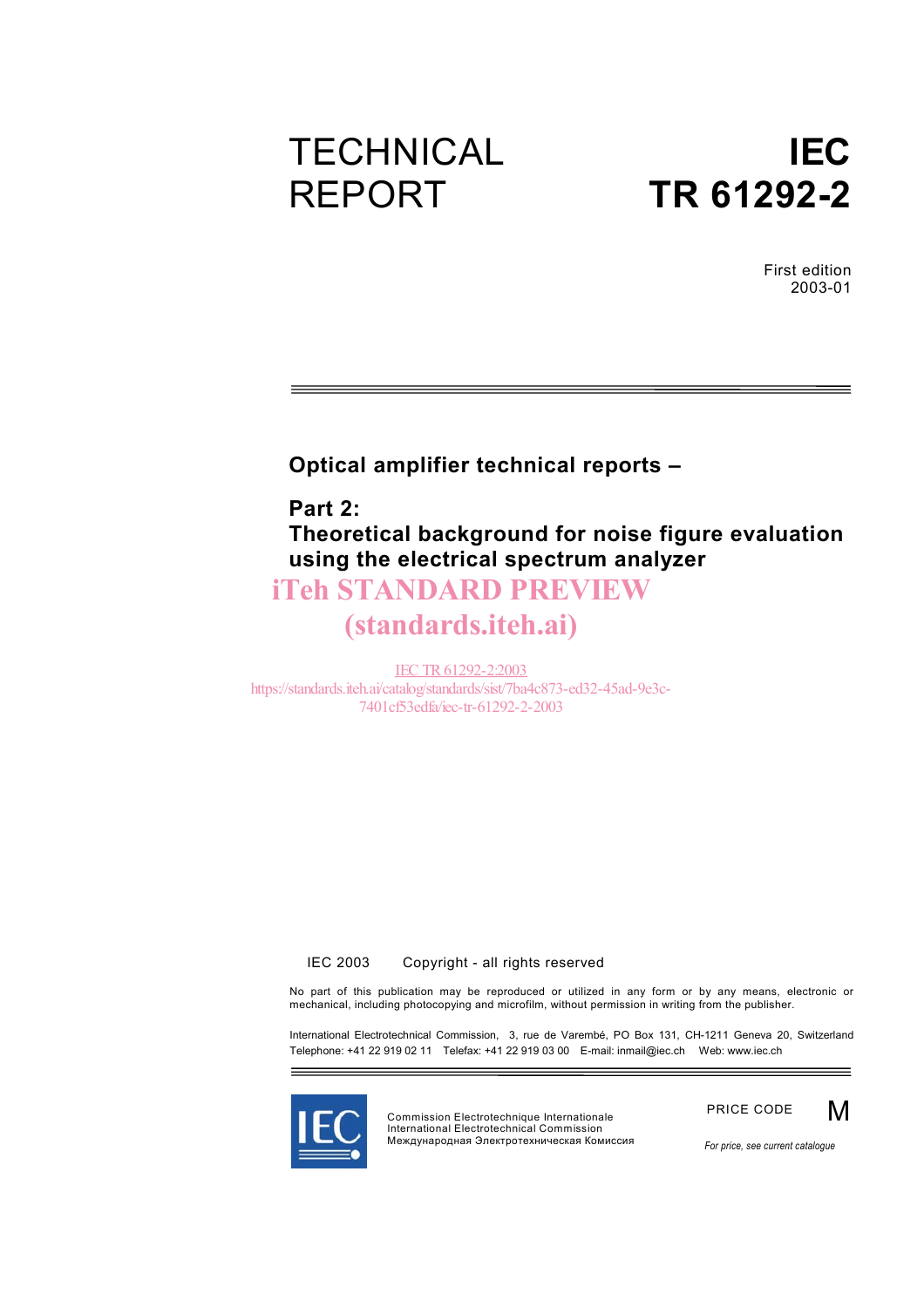# TECHNICAL REPORT

# IEC TR 61292-2

First edition
2003-01

## Optical amplifier technical reports –

## Part 2: Theoretical background for noise figure evaluation using the electrical spectrum analyzer

iTeh STANDARD PREVIEW
(standards.iteh.ai)

IEC TR 61292-2:2003
https://standards.iteh.ai/catalog/standards/sist/7ba4c873-ed32-45ad-9e3c-7401cf53edfa/iec-tr-61292-2-2003

IEC 2003 Copyright - all rights reserved

No part of this publication may be reproduced or utilized in any form or by any means, electronic or mechanical, including photocopying and microfilm, without permission in writing from the publisher.

International Electrotechnical Commission, 3, rue de Varembé, PO Box 131, CH-1211 Geneva 20, Switzerland
Telephone: +41 22 919 02 11 Telefax: +41 22 919 03 00 E-mail: inmail@iec.ch Web: www.iec.ch

IEC

Commission Electrotechnique Internationale
International Electrotechnical Commission
Международная Электротехническая Комиссия

PRICE CODE M

*For price, see current catalogue*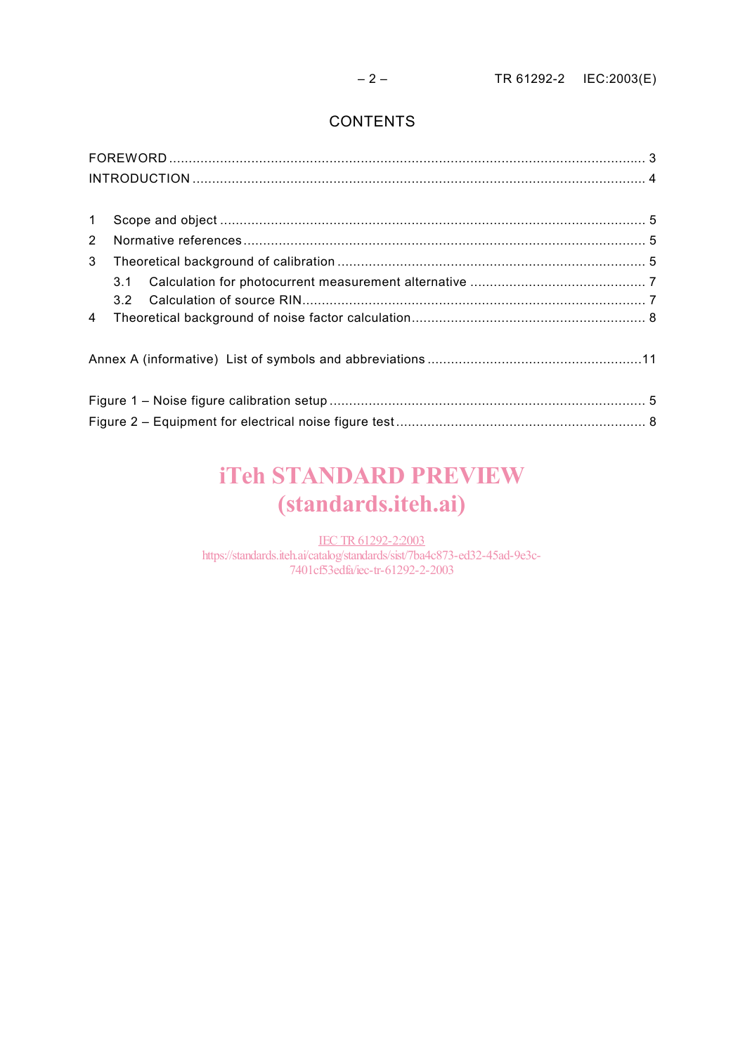# CONTENTS

FOREWORD ........................................................................................................................ 3

INTRODUCTION .................................................................................................................. 4

1 Scope and object ........................................................................................................... 5

2 Normative references ..................................................................................................... 5

3 Theoretical background of calibration .............................................................................. 5

 3.1 Calculation for photocurrent measurement alternative ............................................. 7

 3.2 Calculation of source RIN ....................................................................................... 7

4 Theoretical background of noise factor calculation ............................................................ 8

Annex A (informative) List of symbols and abbreviations ......................................................11

Figure 1 – Noise figure calibration setup ................................................................................ 5

Figure 2 – Equipment for electrical noise figure test ............................................................... 8

iTeh STANDARD PREVIEW
(standards.iteh.ai)

IEC TR 61292-2:2003
https://standards.iteh.ai/catalog/standards/sist/7ba4c873-ed32-45ad-9e3c-7401cf53edfa/iec-tr-61292-2-2003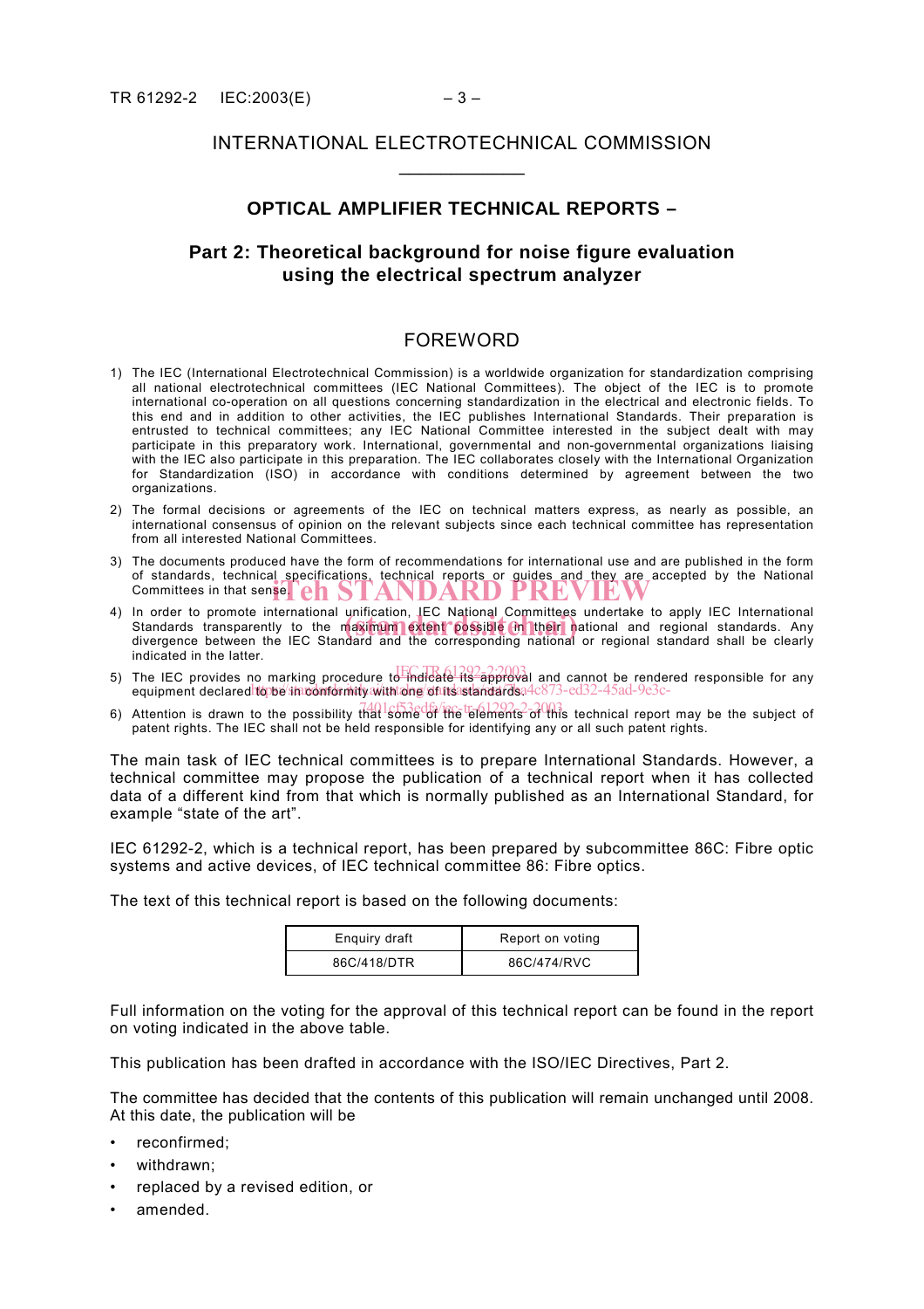INTERNATIONAL ELECTROTECHNICAL COMMISSION

___________

## OPTICAL AMPLIFIER TECHNICAL REPORTS –

## Part 2: Theoretical background for noise figure evaluation using the electrical spectrum analyzer

### FOREWORD

1) The IEC (International Electrotechnical Commission) is a worldwide organization for standardization comprising all national electrotechnical committees (IEC National Committees). The object of the IEC is to promote international co-operation on all questions concerning standardization in the electrical and electronic fields. To this end and in addition to other activities, the IEC publishes International Standards. Their preparation is entrusted to technical committees; any IEC National Committee interested in the subject dealt with may participate in this preparatory work. International, governmental and non-governmental organizations liaising with the IEC also participate in this preparation. The IEC collaborates closely with the International Organization for Standardization (ISO) in accordance with conditions determined by agreement between the two organizations.

2) The formal decisions or agreements of the IEC on technical matters express, as nearly as possible, an international consensus of opinion on the relevant subjects since each technical committee has representation from all interested National Committees.

3) The documents produced have the form of recommendations for international use and are published in the form of standards, technical specifications, technical reports or guides and they are accepted by the National Committees in that sense.

4) In order to promote international unification, IEC National Committees undertake to apply IEC International Standards transparently to the maximum extent possible in their national and regional standards. Any divergence between the IEC Standard and the corresponding national or regional standard shall be clearly indicated in the latter.

5) The IEC provides no marking procedure to indicate its approval and cannot be rendered responsible for any equipment declared to be in conformity with one of its standards.

6) Attention is drawn to the possibility that some of the elements of this technical report may be the subject of patent rights. The IEC shall not be held responsible for identifying any or all such patent rights.

The main task of IEC technical committees is to prepare International Standards. However, a technical committee may propose the publication of a technical report when it has collected data of a different kind from that which is normally published as an International Standard, for example "state of the art".

IEC 61292-2, which is a technical report, has been prepared by subcommittee 86C: Fibre optic systems and active devices, of IEC technical committee 86: Fibre optics.

The text of this technical report is based on the following documents:

| Enquiry draft | Report on voting |
|---|---|
| 86C/418/DTR | 86C/474/RVC |

Full information on the voting for the approval of this technical report can be found in the report on voting indicated in the above table.

This publication has been drafted in accordance with the ISO/IEC Directives, Part 2.

The committee has decided that the contents of this publication will remain unchanged until 2008. At this date, the publication will be

- reconfirmed;
- withdrawn;
- replaced by a revised edition, or
- amended.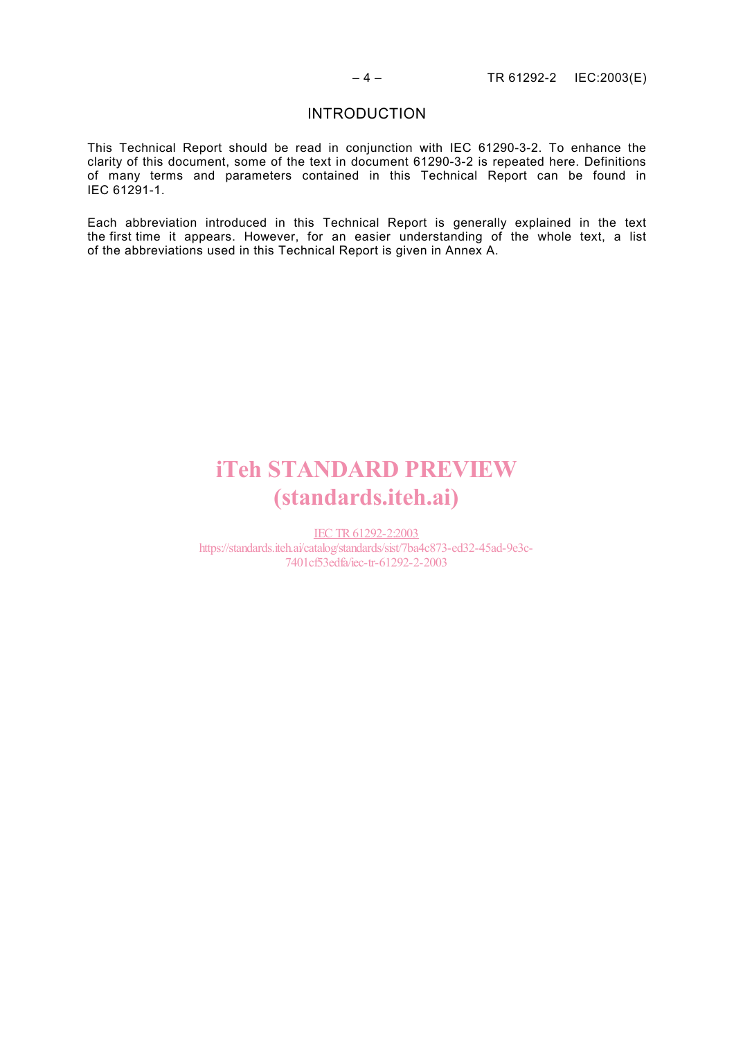# INTRODUCTION

This Technical Report should be read in conjunction with IEC 61290-3-2. To enhance the clarity of this document, some of the text in document 61290-3-2 is repeated here. Definitions of many terms and parameters contained in this Technical Report can be found in IEC 61291-1.

Each abbreviation introduced in this Technical Report is generally explained in the text the first time it appears. However, for an easier understanding of the whole text, a list of the abbreviations used in this Technical Report is given in Annex A.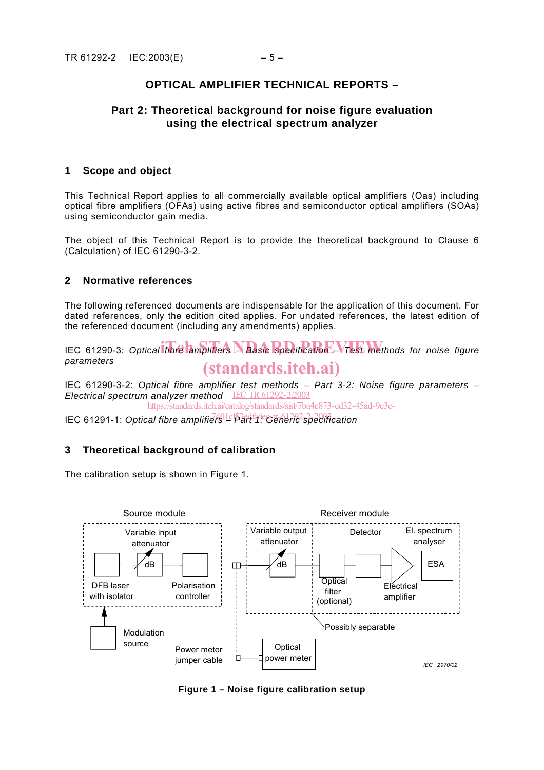# OPTICAL AMPLIFIER TECHNICAL REPORTS –

## Part 2: Theoretical background for noise figure evaluation using the electrical spectrum analyzer

## 1 Scope and object

This Technical Report applies to all commercially available optical amplifiers (Oas) including optical fibre amplifiers (OFAs) using active fibres and semiconductor optical amplifiers (SOAs) using semiconductor gain media.

The object of this Technical Report is to provide the theoretical background to Clause 6 (Calculation) of IEC 61290-3-2.

## 2 Normative references

The following referenced documents are indispensable for the application of this document. For dated references, only the edition cited applies. For undated references, the latest edition of the referenced document (including any amendments) applies.

IEC 61290-3: *Optical fibre amplifiers – Basic specification – Test methods for noise figure parameters*

IEC 61290-3-2: *Optical fibre amplifier test methods – Part 3-2: Noise figure parameters – Electrical spectrum analyzer method*

IEC 61291-1: *Optical fibre amplifiers – Part 1: Generic specification*

## 3 Theoretical background of calibration

The calibration setup is shown in Figure 1.

Source module: Variable input attenuator (dB), DFB laser with isolator, Polarisation controller, Modulation source

Receiver module: Variable output attenuator (dB), Detector, El. spectrum analyser (ESA), Optical filter (optional), Electrical amplifier

Possibly separable

Power meter jumper cable, Optical power meter

IEC 2970/02

**Figure 1 – Noise figure calibration setup**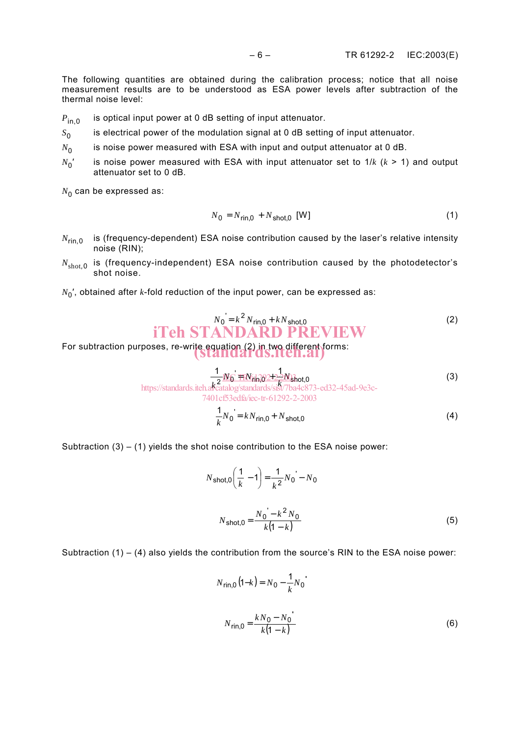The following quantities are obtained during the calibration process; notice that all noise measurement results are to be understood as ESA power levels after subtraction of the thermal noise level:

$P_{in,0}$ is optical input power at 0 dB setting of input attenuator.

$S_0$ is electrical power of the modulation signal at 0 dB setting of input attenuator.

$N_0$ is noise power measured with ESA with input and output attenuator at 0 dB.

$N_0'$ is noise power measured with ESA with input attenuator set to $1/k$ ($k$ > 1) and output attenuator set to 0 dB.

$N_0$ can be expressed as:

$$N_0 = N_{rin,0} + N_{shot,0} \text{ [W]} \tag{1}$$

$N_{rin,0}$ is (frequency-dependent) ESA noise contribution caused by the laser's relative intensity noise (RIN);

$N_{shot,0}$ is (frequency-independent) ESA noise contribution caused by the photodetector's shot noise.

$N_0'$, obtained after $k$-fold reduction of the input power, can be expressed as:

$$N_0' = k^2 N_{rin,0} + k N_{shot,0} \tag{2}$$

For subtraction purposes, re-write equation (2) in two different forms:

$$\frac{1}{k^2} N_0' = N_{rin,0} + \frac{1}{k} N_{shot,0} \tag{3}$$

$$\frac{1}{k} N_0' = k N_{rin,0} + N_{shot,0} \tag{4}$$

Subtraction (3) – (1) yields the shot noise contribution to the ESA noise power:

$$N_{shot,0}\left(\frac{1}{k} - 1\right) = \frac{1}{k^2} N_0' - N_0$$

$$N_{shot,0} = \frac{N_0' - k^2 N_0}{k(1-k)} \tag{5}$$

Subtraction (1) – (4) also yields the contribution from the source's RIN to the ESA noise power:

$$N_{rin,0}(1-k) = N_0 - \frac{1}{k} N_0'$$

$$N_{rin,0} = \frac{k N_0 - N_0'}{k(1-k)} \tag{6}$$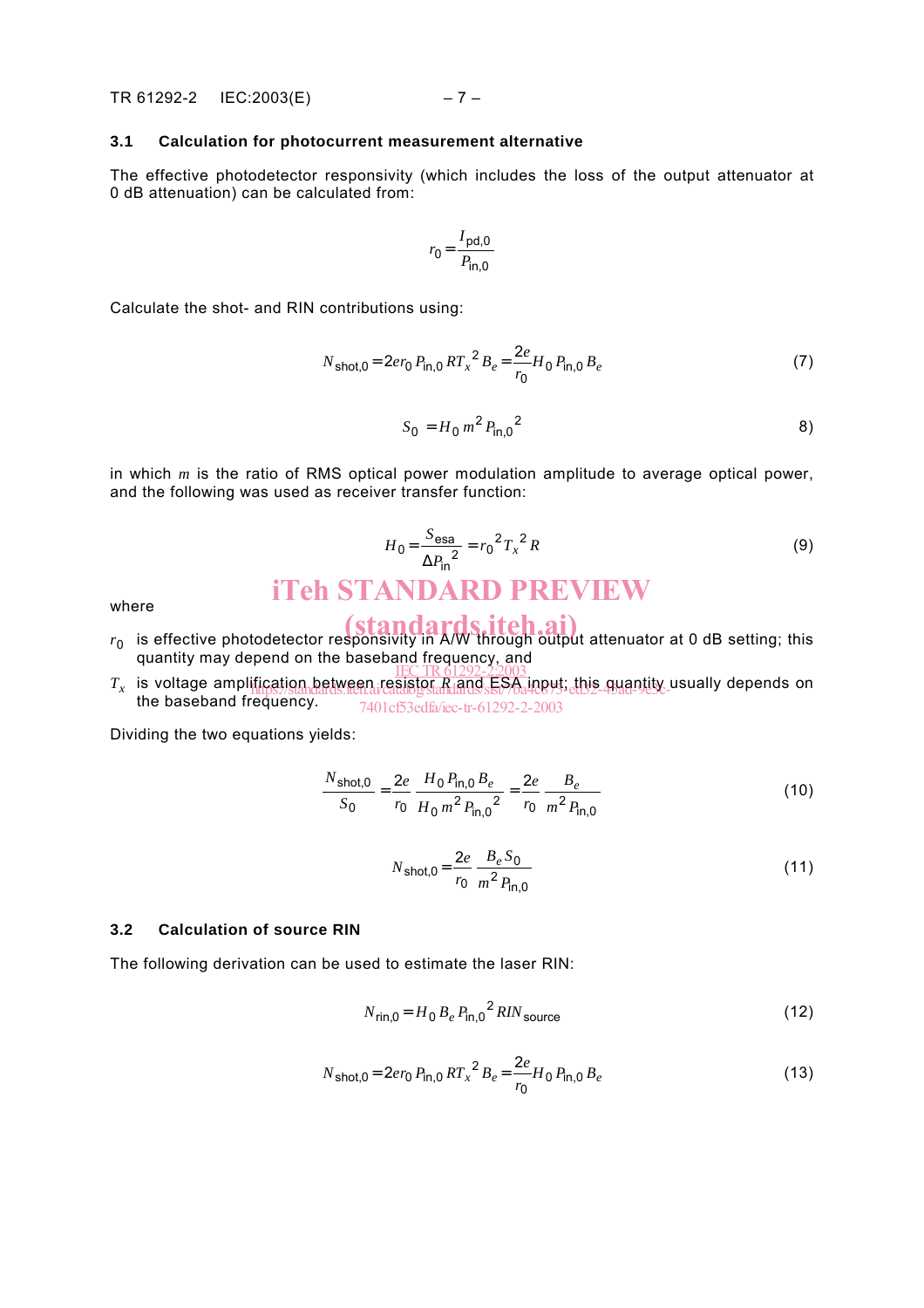### 3.1 Calculation for photocurrent measurement alternative

The effective photodetector responsivity (which includes the loss of the output attenuator at 0 dB attenuation) can be calculated from:

$$r_0 = \frac{I_{\mathrm{pd,0}}}{P_{\mathrm{in,0}}}$$

Calculate the shot- and RIN contributions using:

$$N_{\mathrm{shot,0}} = 2er_0 P_{\mathrm{in,0}} RT_x^{\ 2} B_e = \frac{2e}{r_0} H_0 P_{\mathrm{in,0}} B_e \tag{7}$$

$$S_0 = H_0 m^2 P_{\mathrm{in,0}}^{\ 2} \tag{8}$$

in which $m$ is the ratio of RMS optical power modulation amplitude to average optical power, and the following was used as receiver transfer function:

$$H_0 = \frac{S_{\mathrm{esa}}}{\Delta P_{\mathrm{in}}^{\ 2}} = r_0^{\ 2} T_x^{\ 2} R \tag{9}$$

where

$r_0$ is effective photodetector responsivity in A/W through output attenuator at 0 dB setting; this quantity may depend on the baseband frequency, and

$T_x$ is voltage amplification between resistor $R$ and ESA input; this quantity usually depends on the baseband frequency.

Dividing the two equations yields:

$$\frac{N_{\mathrm{shot,0}}}{S_0} = \frac{2e}{r_0} \frac{H_0 P_{\mathrm{in,0}} B_e}{H_0 m^2 P_{\mathrm{in,0}}^{\ 2}} = \frac{2e}{r_0} \frac{B_e}{m^2 P_{\mathrm{in,0}}} \tag{10}$$

$$N_{\mathrm{shot,0}} = \frac{2e}{r_0} \frac{B_e S_0}{m^2 P_{\mathrm{in,0}}} \tag{11}$$

### 3.2 Calculation of source RIN

The following derivation can be used to estimate the laser RIN:

$$N_{\mathrm{rin,0}} = H_0 B_e P_{\mathrm{in,0}}^{\ 2} RIN_{\mathrm{source}} \tag{12}$$

$$N_{\mathrm{shot,0}} = 2er_0 P_{\mathrm{in,0}} RT_x^{\ 2} B_e = \frac{2e}{r_0} H_0 P_{\mathrm{in,0}} B_e \tag{13}$$